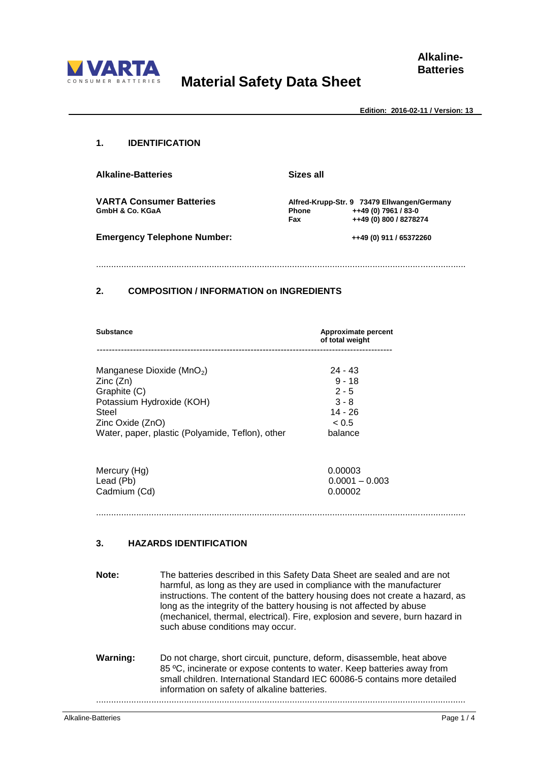**Alkaline-Batteries**

# Material Safety Data Sheet

**Edition: 2016-02-11 / Version: 13**

## 1. IDENTIFICATION

| | |
|---|---|
| **Alkaline-Batteries** | **Sizes all** |
| **VARTA Consumer Batteries** **GmbH & Co. KGaA** | **Alfred-Krupp-Str. 9 73479 Ellwangen/Germany** **Phone** ++49 (0) 7961 / 83-0 **Fax** ++49 (0) 800 / 8278274 |
| **Emergency Telephone Number:** | **++49 (0) 911 / 65372260** |

## 2. COMPOSITION / INFORMATION on INGREDIENTS

| **Substance** | **Approximate percent of total weight** |
|---|---|
| Manganese Dioxide ($MnO_2$) | 24 - 43 |
| Zinc (Zn) | 9 - 18 |
| Graphite (C) | 2 - 5 |
| Potassium Hydroxide (KOH) | 3 - 8 |
| Steel | 14 - 26 |
| Zinc Oxide (ZnO) | < 0.5 |
| Water, paper, plastic (Polyamide, Teflon), other | balance |
| | |
| Mercury (Hg) | 0.00003 |
| Lead (Pb) | 0.0001 – 0.003 |
| Cadmium (Cd) | 0.00002 |

## 3. HAZARDS IDENTIFICATION

**Note:** The batteries described in this Safety Data Sheet are sealed and are not harmful, as long as they are used in compliance with the manufacturer instructions. The content of the battery housing does not create a hazard, as long as the integrity of the battery housing is not affected by abuse (mechanicel, thermal, electrical). Fire, explosion and severe, burn hazard in such abuse conditions may occur.

**Warning:** Do not charge, short circuit, puncture, deform, disassemble, heat above 85 ºC, incinerate or expose contents to water. Keep batteries away from small children. International Standard IEC 60086-5 contains more detailed information on safety of alkaline batteries.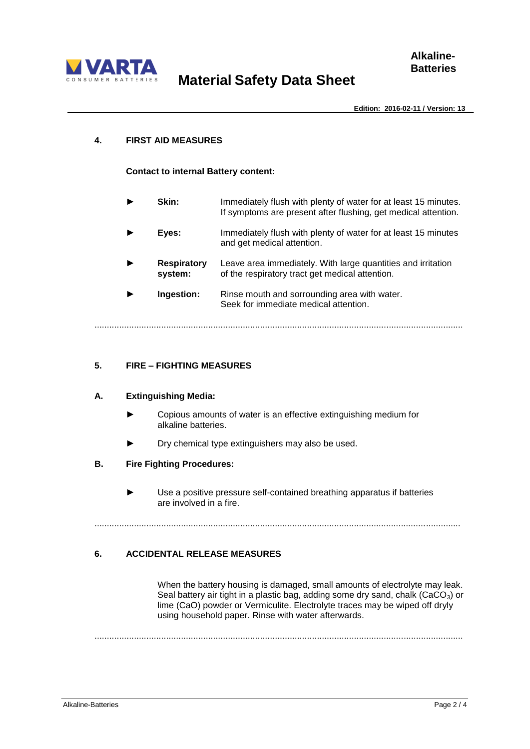## 4. FIRST AID MEASURES

**Contact to internal Battery content:**

- **Skin:** Immediately flush with plenty of water for at least 15 minutes. If symptoms are present after flushing, get medical attention.
- **Eyes:** Immediately flush with plenty of water for at least 15 minutes and get medical attention.
- **Respiratory system:** Leave area immediately. With large quantities and irritation of the respiratory tract get medical attention.
- **Ingestion:** Rinse mouth and sorrounding area with water. Seek for immediate medical attention.

---

## 5. FIRE – FIGHTING MEASURES

### A. Extinguishing Media:

- Copious amounts of water is an effective extinguishing medium for alkaline batteries.
- Dry chemical type extinguishers may also be used.

### B. Fire Fighting Procedures:

- Use a positive pressure self-contained breathing apparatus if batteries are involved in a fire.

---

## 6. ACCIDENTAL RELEASE MEASURES

When the battery housing is damaged, small amounts of electrolyte may leak. Seal battery air tight in a plastic bag, adding some dry sand, chalk ($CaCO_3$) or lime ($CaO$) powder or Vermiculite. Electrolyte traces may be wiped off dryly using household paper. Rinse with water afterwards.

---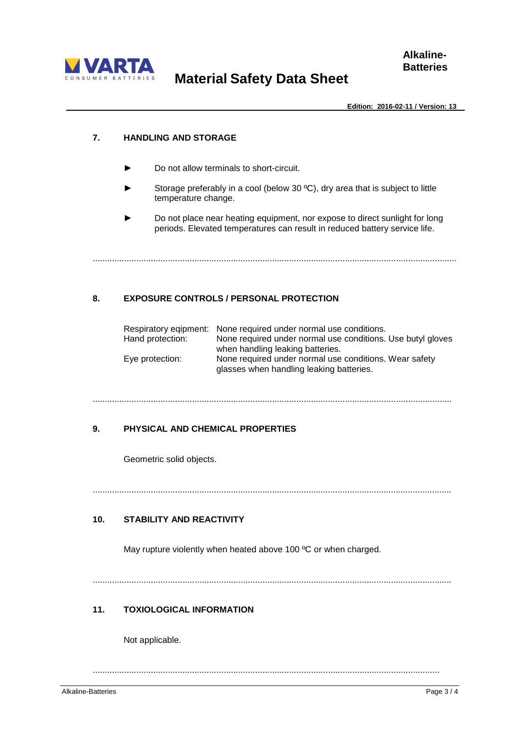## 7. HANDLING AND STORAGE

- Do not allow terminals to short-circuit.
- Storage preferably in a cool (below 30 ºC), dry area that is subject to little temperature change.
- Do not place near heating equipment, nor expose to direct sunlight for long periods. Elevated temperatures can result in reduced battery service life.

## 8. EXPOSURE CONTROLS / PERSONAL PROTECTION

| | |
|---|---|
| Respiratory eqipment: | None required under normal use conditions. |
| Hand protection: | None required under normal use conditions. Use butyl gloves when handling leaking batteries. |
| Eye protection: | None required under normal use conditions. Wear safety glasses when handling leaking batteries. |

## 9. PHYSICAL AND CHEMICAL PROPERTIES

Geometric solid objects.

## 10. STABILITY AND REACTIVITY

May rupture violently when heated above 100 ºC or when charged.

## 11. TOXIOLOGICAL INFORMATION

Not applicable.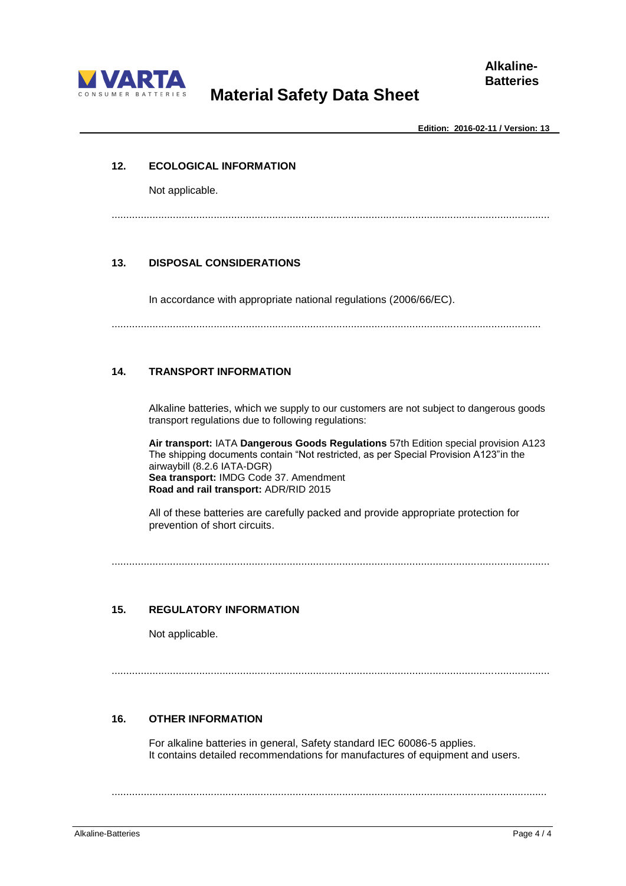## 12. ECOLOGICAL INFORMATION

Not applicable.

## 13. DISPOSAL CONSIDERATIONS

In accordance with appropriate national regulations (2006/66/EC).

## 14. TRANSPORT INFORMATION

Alkaline batteries, which we supply to our customers are not subject to dangerous goods transport regulations due to following regulations:

**Air transport:** IATA **Dangerous Goods Regulations** 57th Edition special provision A123
The shipping documents contain "Not restricted, as per Special Provision A123"in the airwaybill (8.2.6 IATA-DGR)
**Sea transport:** IMDG Code 37. Amendment
**Road and rail transport:** ADR/RID 2015

All of these batteries are carefully packed and provide appropriate protection for prevention of short circuits.

## 15. REGULATORY INFORMATION

Not applicable.

## 16. OTHER INFORMATION

For alkaline batteries in general, Safety standard IEC 60086-5 applies.
It contains detailed recommendations for manufactures of equipment and users.